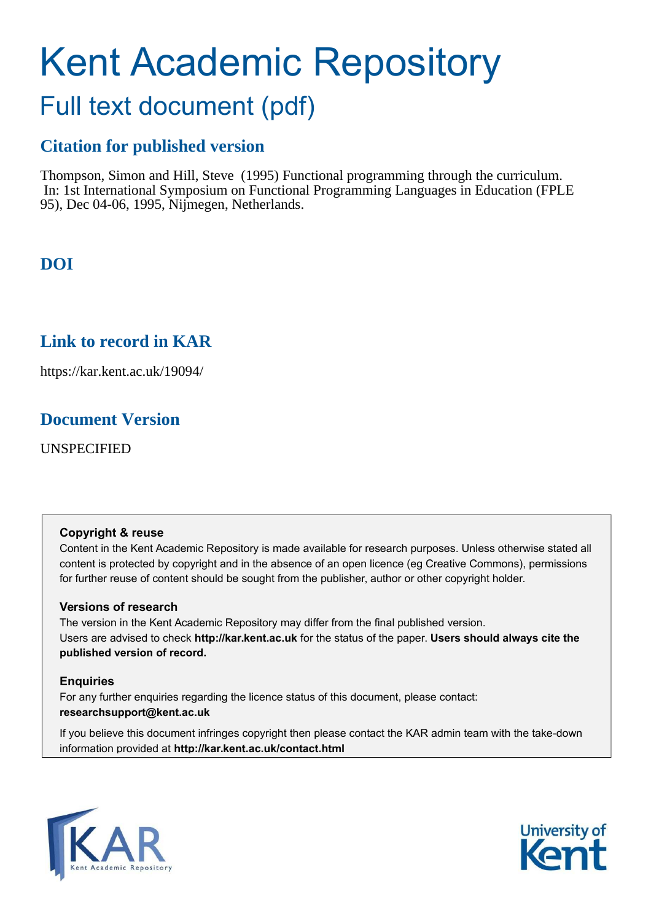# Kent Academic Repository

## Full text document (pdf)

### Citation for published version

Thompson, Simon and Hill, Steve (1995) Functional programming through the curriculum. In: 1st International Symposium on Functional Programming Languages in Education (FPLE 95), Dec 04-06, 1995, Nijmegen, Netherlands.

### DOI

### Link to record in KAR

https://kar.kent.ac.uk/19094/

### Document Version

UNSPECIFIED

**Copyright & reuse**

Content in the Kent Academic Repository is made available for research purposes. Unless otherwise stated all content is protected by copyright and in the absence of an open licence (eg Creative Commons), permissions for further reuse of content should be sought from the publisher, author or other copyright holder.

**Versions of research**

The version in the Kent Academic Repository may differ from the final published version. Users are advised to check **http://kar.kent.ac.uk** for the status of the paper. **Users should always cite the published version of record.**

**Enquiries**

For any further enquiries regarding the licence status of this document, please contact: **researchsupport@kent.ac.uk**

If you believe this document infringes copyright then please contact the KAR admin team with the take-down information provided at **http://kar.kent.ac.uk/contact.html**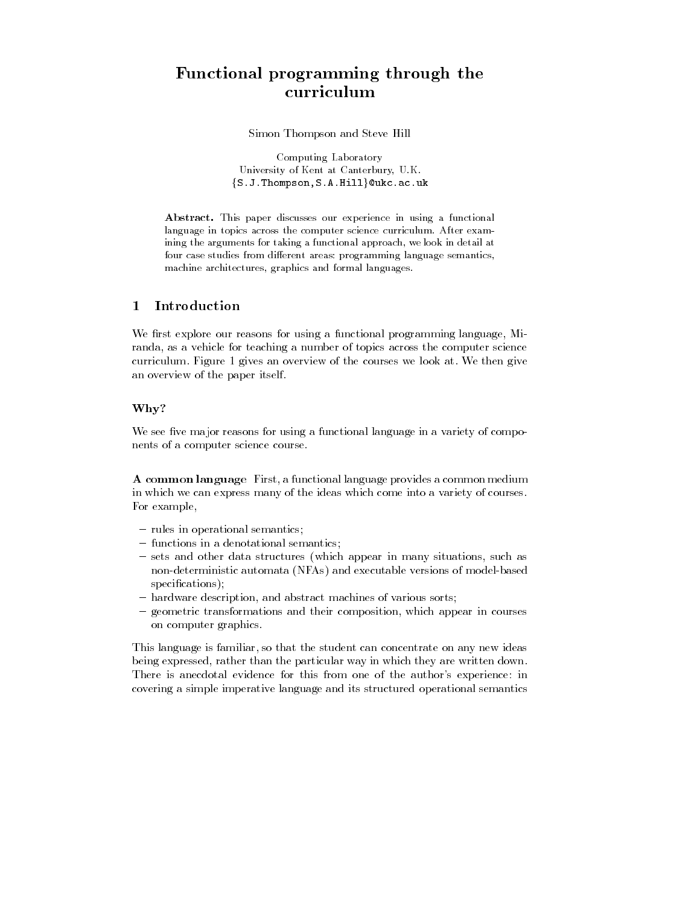# Functional programming through the curriculum

Simon Thompson and Steve Hill

Computing Laboratory
University of Kent at Canterbury, U.K.
{S.J.Thompson,S.A.Hill}@ukc.ac.uk

**Abstract.** This paper discusses our experience in using a functional language in topics across the computer science curriculum. After examining the arguments for taking a functional approach, we look in detail at four case studies from different areas: programming language semantics, machine architectures, graphics and formal languages.

## 1 Introduction

We first explore our reasons for using a functional programming language, Miranda, as a vehicle for teaching a number of topics across the computer science curriculum. Figure 1 gives an overview of the courses we look at. We then give an overview of the paper itself.

### Why?

We see five major reasons for using a functional language in a variety of components of a computer science course.

**A common language** First, a functional language provides a common medium in which we can express many of the ideas which come into a variety of courses. For example,

- rules in operational semantics;
- functions in a denotational semantics;
- sets and other data structures (which appear in many situations, such as non-deterministic automata (NFAs) and executable versions of model-based specifications);
- hardware description, and abstract machines of various sorts;
- geometric transformations and their composition, which appear in courses on computer graphics.

This language is familiar, so that the student can concentrate on any new ideas being expressed, rather than the particular way in which they are written down. There is anecdotal evidence for this from one of the author's experience: in covering a simple imperative language and its structured operational semantics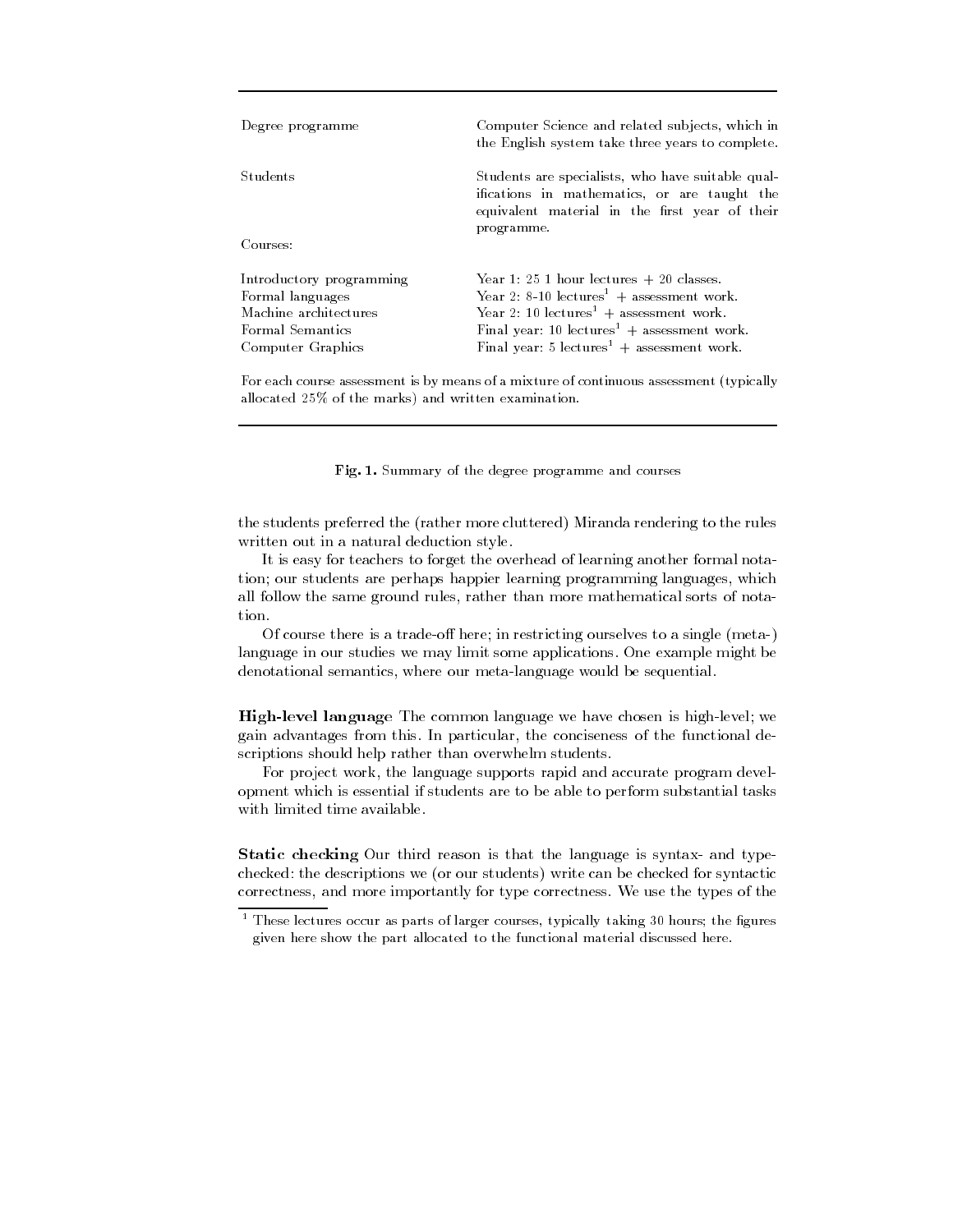| | |
|---|---|
| Degree programme | Computer Science and related subjects, which in the English system take three years to complete. |
| Students | Students are specialists, who have suitable qualifications in mathematics, or are taught the equivalent material in the first year of their programme. |
| Courses: | |
| Introductory programming | Year 1: 25 1 hour lectures + 20 classes. |
| Formal languages | Year 2: 8-10 lectures[1] + assessment work. |
| Machine architectures | Year 2: 10 lectures[1] + assessment work. |
| Formal Semantics | Final year: 10 lectures[1] + assessment work. |
| Computer Graphics | Final year: 5 lectures[1] + assessment work. |

For each course assessment is by means of a mixture of continuous assessment (typically allocated 25% of the marks) and written examination.

**Fig. 1.** Summary of the degree programme and courses

the students preferred the (rather more cluttered) Miranda rendering to the rules written out in a natural deduction style.

It is easy for teachers to forget the overhead of learning another formal notation; our students are perhaps happier learning programming languages, which all follow the same ground rules, rather than more mathematical sorts of notation.

Of course there is a trade-off here; in restricting ourselves to a single (meta-) language in our studies we may limit some applications. One example might be denotational semantics, where our meta-language would be sequential.

**High-level language** The common language we have chosen is high-level; we gain advantages from this. In particular, the conciseness of the functional descriptions should help rather than overwhelm students.

For project work, the language supports rapid and accurate program development which is essential if students are to be able to perform substantial tasks with limited time available.

**Static checking** Our third reason is that the language is syntax- and type-checked: the descriptions we (or our students) write can be checked for syntactic correctness, and more importantly for type correctness. We use the types of the

[1] These lectures occur as parts of larger courses, typically taking 30 hours; the figures given here show the part allocated to the functional material discussed here.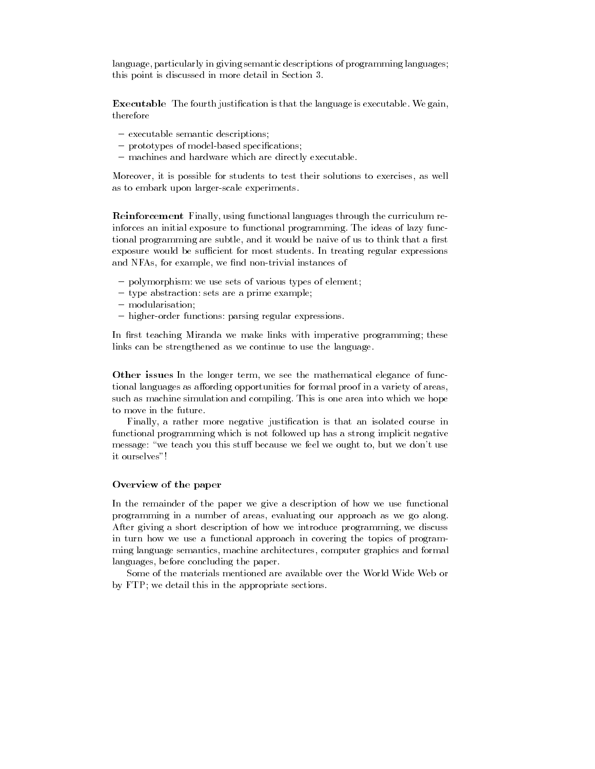language, particularly in giving semantic descriptions of programming languages; this point is discussed in more detail in Section 3.

**Executable** The fourth justification is that the language is executable. We gain, therefore

- executable semantic descriptions;
- prototypes of model-based specifications;
- machines and hardware which are directly executable.

Moreover, it is possible for students to test their solutions to exercises, as well as to embark upon larger-scale experiments.

**Reinforcement** Finally, using functional languages through the curriculum reinforces an initial exposure to functional programming. The ideas of lazy functional programming are subtle, and it would be naive of us to think that a first exposure would be sufficient for most students. In treating regular expressions and NFAs, for example, we find non-trivial instances of

- polymorphism: we use sets of various types of element;
- type abstraction: sets are a prime example;
- modularisation;
- higher-order functions: parsing regular expressions.

In first teaching Miranda we make links with imperative programming; these links can be strengthened as we continue to use the language.

**Other issues** In the longer term, we see the mathematical elegance of functional languages as affording opportunities for formal proof in a variety of areas, such as machine simulation and compiling. This is one area into which we hope to move in the future.

Finally, a rather more negative justification is that an isolated course in functional programming which is not followed up has a strong implicit negative message: "we teach you this stuff because we feel we ought to, but we don't use it ourselves"!

### Overview of the paper

In the remainder of the paper we give a description of how we use functional programming in a number of areas, evaluating our approach as we go along. After giving a short description of how we introduce programming, we discuss in turn how we use a functional approach in covering the topics of programming language semantics, machine architectures, computer graphics and formal languages, before concluding the paper.

Some of the materials mentioned are available over the World Wide Web or by FTP; we detail this in the appropriate sections.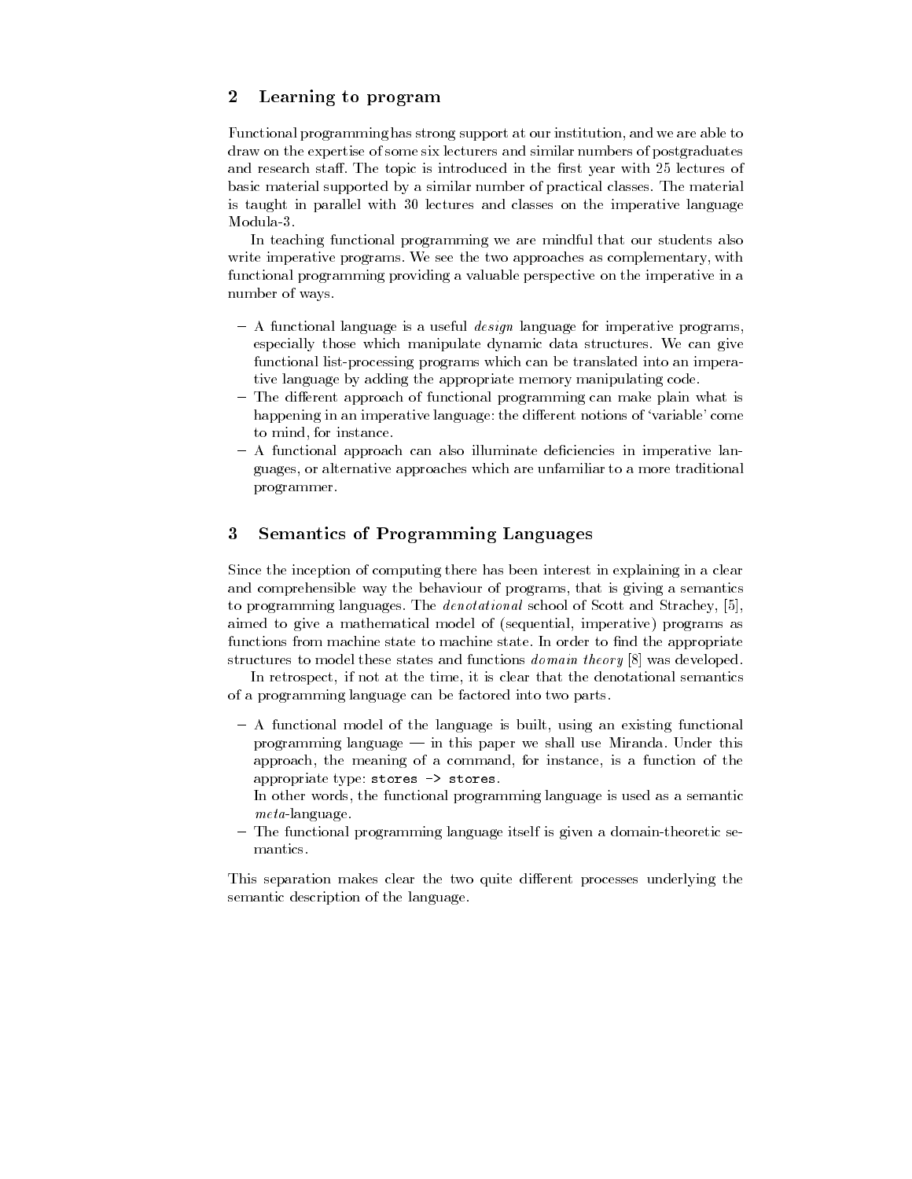## 2 Learning to program

Functional programming has strong support at our institution, and we are able to draw on the expertise of some six lecturers and similar numbers of postgraduates and research staff. The topic is introduced in the first year with 25 lectures of basic material supported by a similar number of practical classes. The material is taught in parallel with 30 lectures and classes on the imperative language Modula-3.

In teaching functional programming we are mindful that our students also write imperative programs. We see the two approaches as complementary, with functional programming providing a valuable perspective on the imperative in a number of ways.

- A functional language is a useful *design* language for imperative programs, especially those which manipulate dynamic data structures. We can give functional list-processing programs which can be translated into an imperative language by adding the appropriate memory manipulating code.
- The different approach of functional programming can make plain what is happening in an imperative language: the different notions of 'variable' come to mind, for instance.
- A functional approach can also illuminate deficiencies in imperative languages, or alternative approaches which are unfamiliar to a more traditional programmer.

## 3 Semantics of Programming Languages

Since the inception of computing there has been interest in explaining in a clear and comprehensible way the behaviour of programs, that is giving a semantics to programming languages. The *denotational* school of Scott and Strachey, [5], aimed to give a mathematical model of (sequential, imperative) programs as functions from machine state to machine state. In order to find the appropriate structures to model these states and functions *domain theory* [8] was developed.

In retrospect, if not at the time, it is clear that the denotational semantics of a programming language can be factored into two parts.

- A functional model of the language is built, using an existing functional programming language — in this paper we shall use Miranda. Under this approach, the meaning of a command, for instance, is a function of the appropriate type: `stores -> stores`.
  In other words, the functional programming language is used as a semantic *meta*-language.
- The functional programming language itself is given a domain-theoretic semantics.

This separation makes clear the two quite different processes underlying the semantic description of the language.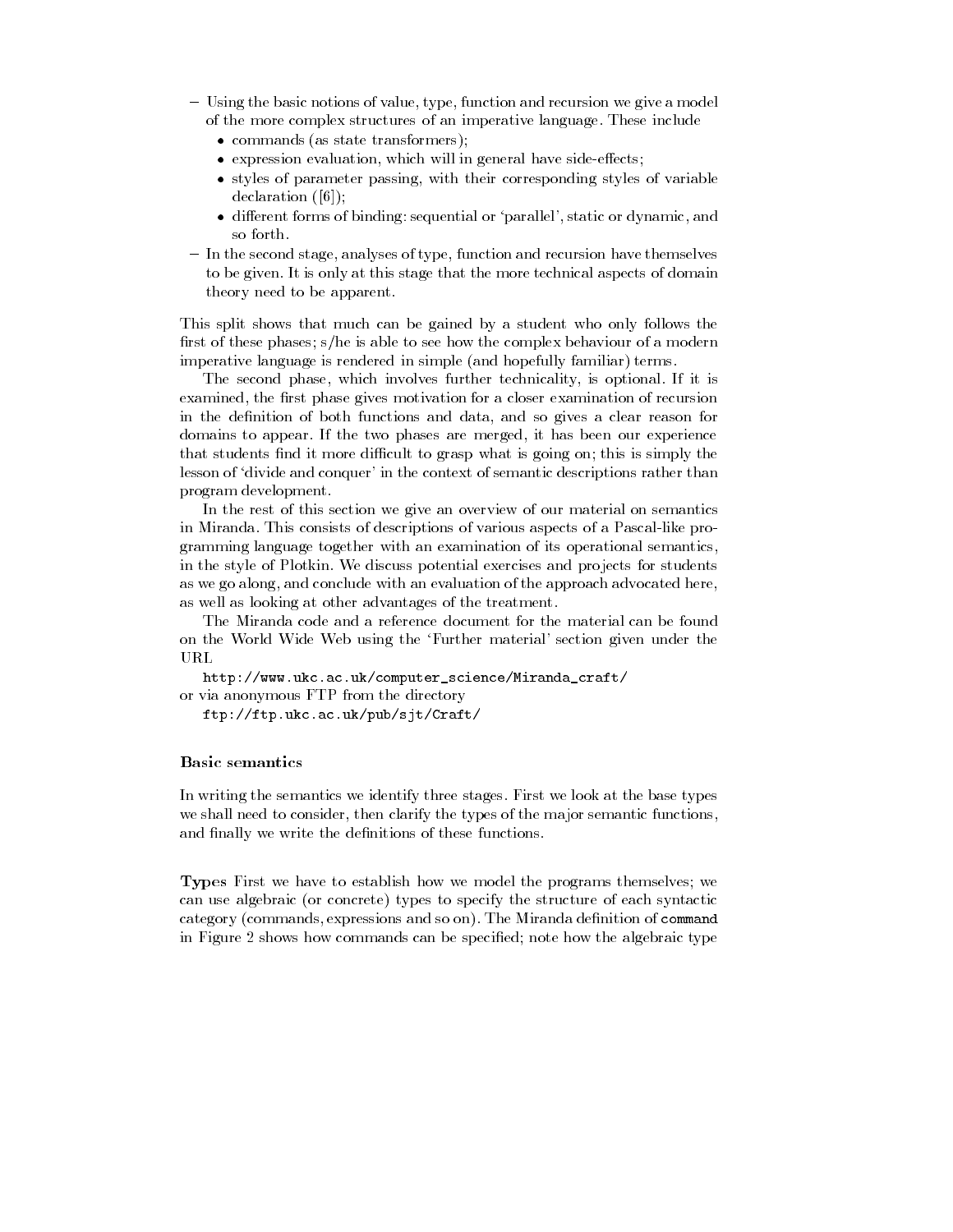- Using the basic notions of value, type, function and recursion we give a model of the more complex structures of an imperative language. These include
  - commands (as state transformers);
  - expression evaluation, which will in general have side-effects;
  - styles of parameter passing, with their corresponding styles of variable declaration ([6]);
  - different forms of binding: sequential or 'parallel', static or dynamic, and so forth.
- In the second stage, analyses of type, function and recursion have themselves to be given. It is only at this stage that the more technical aspects of domain theory need to be apparent.

This split shows that much can be gained by a student who only follows the first of these phases; s/he is able to see how the complex behaviour of a modern imperative language is rendered in simple (and hopefully familiar) terms.

The second phase, which involves further technicality, is optional. If it is examined, the first phase gives motivation for a closer examination of recursion in the definition of both functions and data, and so gives a clear reason for domains to appear. If the two phases are merged, it has been our experience that students find it more difficult to grasp what is going on; this is simply the lesson of 'divide and conquer' in the context of semantic descriptions rather than program development.

In the rest of this section we give an overview of our material on semantics in Miranda. This consists of descriptions of various aspects of a Pascal-like programming language together with an examination of its operational semantics, in the style of Plotkin. We discuss potential exercises and projects for students as we go along, and conclude with an evaluation of the approach advocated here, as well as looking at other advantages of the treatment.

The Miranda code and a reference document for the material can be found on the World Wide Web using the 'Further material' section given under the URL

`http://www.ukc.ac.uk/computer_science/Miranda_craft/`

or via anonymous FTP from the directory

`ftp://ftp.ukc.ac.uk/pub/sjt/Craft/`

### Basic semantics

In writing the semantics we identify three stages. First we look at the base types we shall need to consider, then clarify the types of the major semantic functions, and finally we write the definitions of these functions.

**Types** First we have to establish how we model the programs themselves; we can use algebraic (or concrete) types to specify the structure of each syntactic category (commands, expressions and so on). The Miranda definition of `command` in Figure 2 shows how commands can be specified; note how the algebraic type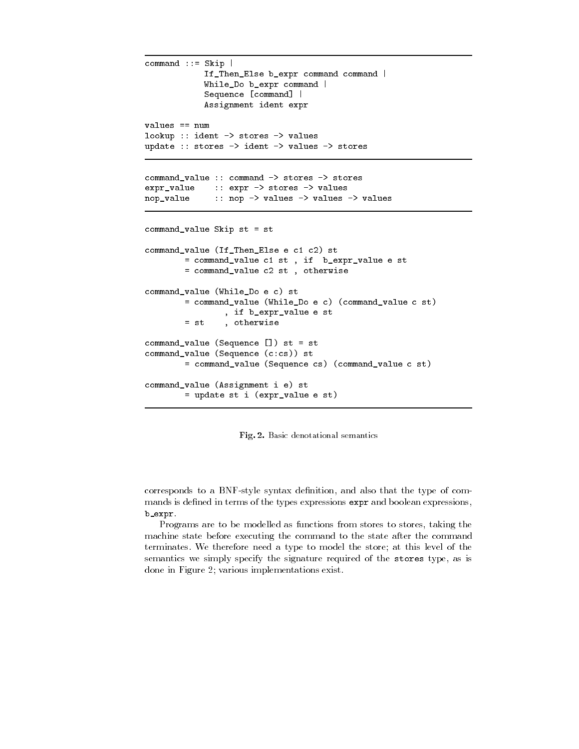```
command ::= Skip |
            If_Then_Else b_expr command command |
            While_Do b_expr command |
            Sequence [command] |
            Assignment ident expr

values == num
lookup :: ident -> stores -> values
update :: stores -> ident -> values -> stores
```

```
command_value :: command -> stores -> stores
expr_value    :: expr -> stores -> values
nop_value     :: nop -> values -> values -> values
```

```
command_value Skip st = st

command_value (If_Then_Else e c1 c2) st
        = command_value c1 st , if  b_expr_value e st
        = command_value c2 st , otherwise

command_value (While_Do e c) st
        = command_value (While_Do e c) (command_value c st)
                , if b_expr_value e st
        = st    , otherwise

command_value (Sequence []) st = st
command_value (Sequence (c:cs)) st
        = command_value (Sequence cs) (command_value c st)

command_value (Assignment i e) st
        = update st i (expr_value e st)
```

**Fig. 2.** Basic denotational semantics

corresponds to a BNF-style syntax definition, and also that the type of commands is defined in terms of the types expressions `expr` and boolean expressions, `b_expr`.

Programs are to be modelled as functions from stores to stores, taking the machine state before executing the command to the state after the command terminates. We therefore need a type to model the store; at this level of the semantics we simply specify the signature required of the `stores` type, as is done in Figure 2; various implementations exist.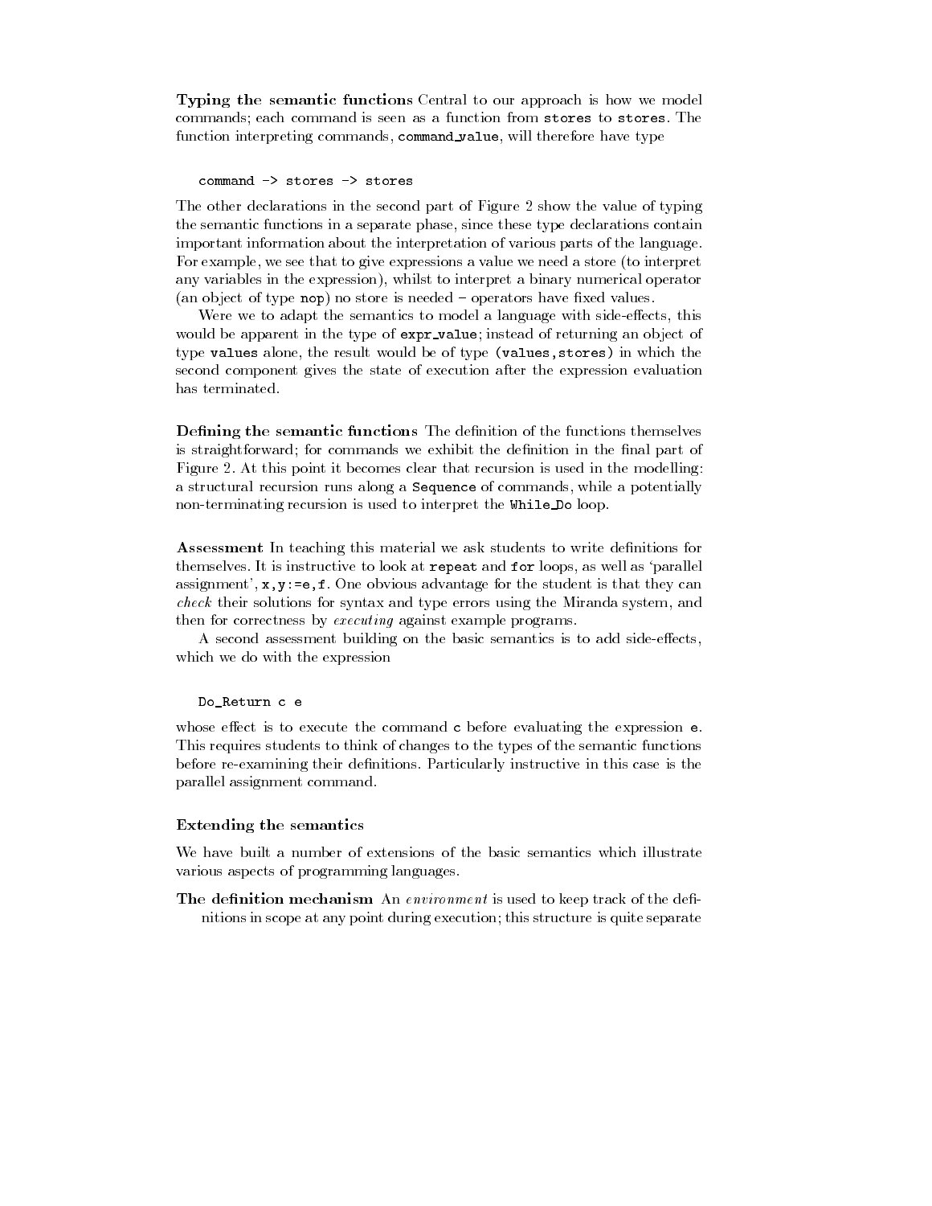**Typing the semantic functions** Central to our approach is how we model commands; each command is seen as a function from `stores` to `stores`. The function interpreting commands, `command_value`, will therefore have type

```
command -> stores -> stores
```

The other declarations in the second part of Figure 2 show the value of typing the semantic functions in a separate phase, since these type declarations contain important information about the interpretation of various parts of the language. For example, we see that to give expressions a value we need a store (to interpret any variables in the expression), whilst to interpret a binary numerical operator (an object of type `nop`) no store is needed – operators have fixed values.

Were we to adapt the semantics to model a language with side-effects, this would be apparent in the type of `expr_value`; instead of returning an object of type `values` alone, the result would be of type `(values,stores)` in which the second component gives the state of execution after the expression evaluation has terminated.

**Defining the semantic functions** The definition of the functions themselves is straightforward; for commands we exhibit the definition in the final part of Figure 2. At this point it becomes clear that recursion is used in the modelling: a structural recursion runs along a `Sequence` of commands, while a potentially non-terminating recursion is used to interpret the `While_Do` loop.

**Assessment** In teaching this material we ask students to write definitions for themselves. It is instructive to look at `repeat` and `for` loops, as well as 'parallel assignment', `x,y:=e,f`. One obvious advantage for the student is that they can *check* their solutions for syntax and type errors using the Miranda system, and then for correctness by *executing* against example programs.

A second assessment building on the basic semantics is to add side-effects, which we do with the expression

```
Do_Return c e
```

whose effect is to execute the command `c` before evaluating the expression `e`. This requires students to think of changes to the types of the semantic functions before re-examining their definitions. Particularly instructive in this case is the parallel assignment command.

### Extending the semantics

We have built a number of extensions of the basic semantics which illustrate various aspects of programming languages.

**The definition mechanism** An *environment* is used to keep track of the definitions in scope at any point during execution; this structure is quite separate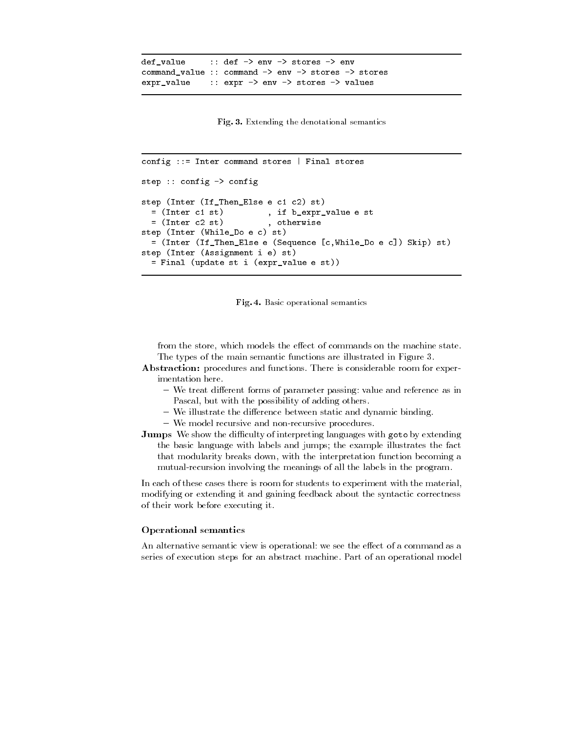```
def_value     :: def -> env -> stores -> env
command_value :: command -> env -> stores -> stores
expr_value    :: expr -> env -> stores -> values
```

**Fig. 3.** Extending the denotational semantics

```
config ::= Inter command stores | Final stores

step :: config -> config

step (Inter (If_Then_Else e c1 c2) st)
  = (Inter c1 st)         , if b_expr_value e st
  = (Inter c2 st)         , otherwise
step (Inter (While_Do e c) st)
  = (Inter (If_Then_Else e (Sequence [c,While_Do e c]) Skip) st)
step (Inter (Assignment i e) st)
  = Final (update st i (expr_value e st))
```

**Fig. 4.** Basic operational semantics

from the store, which models the effect of commands on the machine state. The types of the main semantic functions are illustrated in Figure 3.

**Abstraction:** procedures and functions. There is considerable room for experimentation here.

- We treat different forms of parameter passing: value and reference as in Pascal, but with the possibility of adding others.
- We illustrate the difference between static and dynamic binding.
- We model recursive and non-recursive procedures.

**Jumps** We show the difficulty of interpreting languages with `goto` by extending the basic language with labels and jumps; the example illustrates the fact that modularity breaks down, with the interpretation function becoming a mutual-recursion involving the meanings of all the labels in the program.

In each of these cases there is room for students to experiment with the material, modifying or extending it and gaining feedback about the syntactic correctness of their work before executing it.

### Operational semantics

An alternative semantic view is operational: we see the effect of a command as a series of execution steps for an abstract machine. Part of an operational model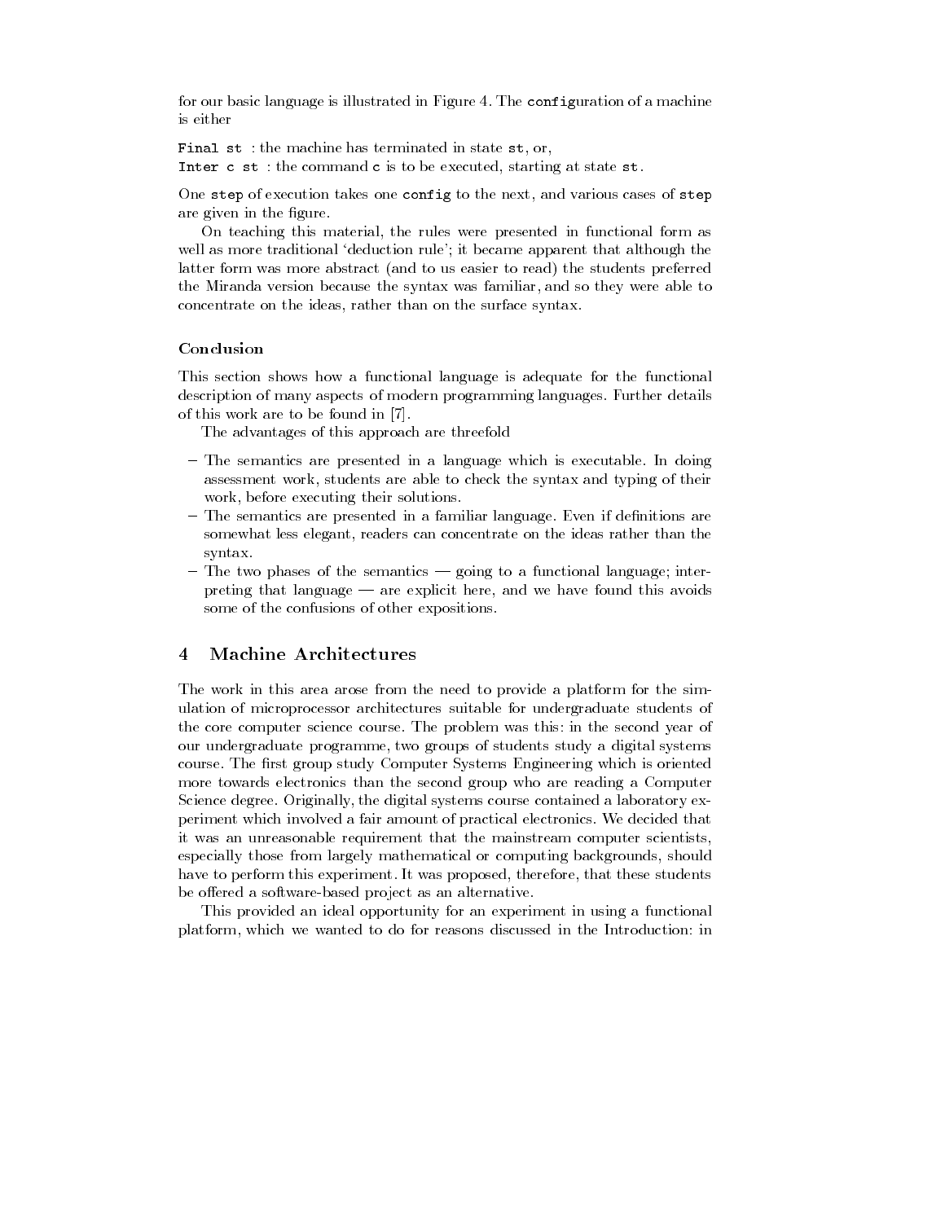for our basic language is illustrated in Figure 4. The `configuration` of a machine is either

`Final st` : the machine has terminated in state `st`, or,
`Inter c st` : the command `c` is to be executed, starting at state `st`.

One `step` of execution takes one `config` to the next, and various cases of `step` are given in the figure.

On teaching this material, the rules were presented in functional form as well as more traditional 'deduction rule'; it became apparent that although the latter form was more abstract (and to us easier to read) the students preferred the Miranda version because the syntax was familiar, and so they were able to concentrate on the ideas, rather than on the surface syntax.

### Conclusion

This section shows how a functional language is adequate for the functional description of many aspects of modern programming languages. Further details of this work are to be found in [7].

The advantages of this approach are threefold

- The semantics are presented in a language which is executable. In doing assessment work, students are able to check the syntax and typing of their work, before executing their solutions.
- The semantics are presented in a familiar language. Even if definitions are somewhat less elegant, readers can concentrate on the ideas rather than the syntax.
- The two phases of the semantics — going to a functional language; interpreting that language — are explicit here, and we have found this avoids some of the confusions of other expositions.

## 4 Machine Architectures

The work in this area arose from the need to provide a platform for the simulation of microprocessor architectures suitable for undergraduate students of the core computer science course. The problem was this: in the second year of our undergraduate programme, two groups of students study a digital systems course. The first group study Computer Systems Engineering which is oriented more towards electronics than the second group who are reading a Computer Science degree. Originally, the digital systems course contained a laboratory experiment which involved a fair amount of practical electronics. We decided that it was an unreasonable requirement that the mainstream computer scientists, especially those from largely mathematical or computing backgrounds, should have to perform this experiment. It was proposed, therefore, that these students be offered a software-based project as an alternative.

This provided an ideal opportunity for an experiment in using a functional platform, which we wanted to do for reasons discussed in the Introduction: in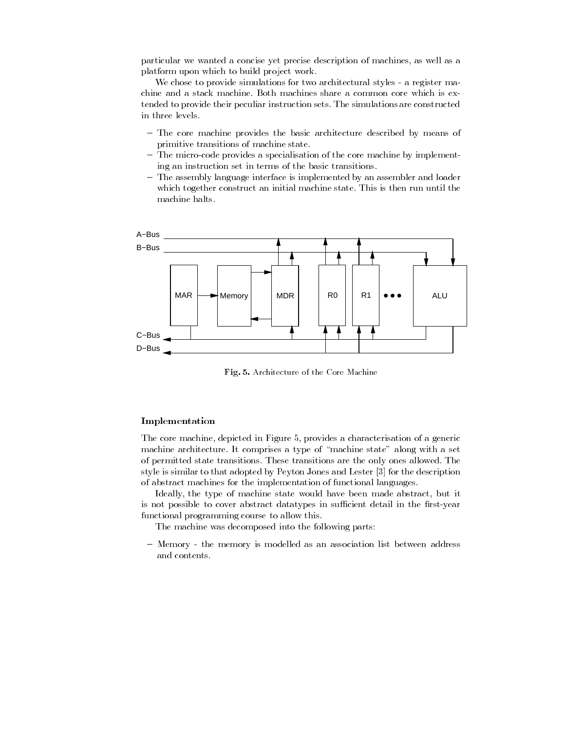particular we wanted a concise yet precise description of machines, as well as a platform upon which to build project work.

We chose to provide simulations for two architectural styles - a register machine and a stack machine. Both machines share a common core which is extended to provide their peculiar instruction sets. The simulations are constructed in three levels.

- The core machine provides the basic architecture described by means of primitive transitions of machine state.
- The micro-code provides a specialisation of the core machine by implementing an instruction set in terms of the basic transitions.
- The assembly language interface is implemented by an assembler and loader which together construct an initial machine state. This is then run until the machine halts.

**Fig. 5.** Architecture of the Core Machine

### Implementation

The core machine, depicted in Figure 5, provides a characterisation of a generic machine architecture. It comprises a type of "machine state" along with a set of permitted state transitions. These transitions are the only ones allowed. The style is similar to that adopted by Peyton Jones and Lester [3] for the description of abstract machines for the implementation of functional languages.

Ideally, the type of machine state would have been made abstract, but it is not possible to cover abstract datatypes in sufficient detail in the first-year functional programming course to allow this.

The machine was decomposed into the following parts:

- Memory - the memory is modelled as an association list between address and contents.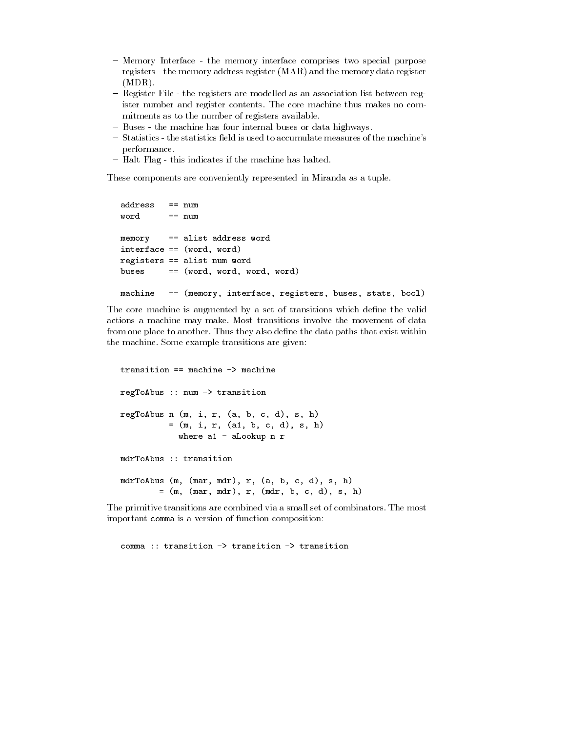- Memory Interface - the memory interface comprises two special purpose registers - the memory address register (MAR) and the memory data register (MDR).
- Register File - the registers are modelled as an association list between register number and register contents. The core machine thus makes no commitments as to the number of registers available.
- Buses - the machine has four internal buses or data highways.
- Statistics - the statistics field is used to accumulate measures of the machine's performance.
- Halt Flag - this indicates if the machine has halted.

These components are conveniently represented in Miranda as a tuple.

```
address   == num
word      == num

memory    == alist address word
interface == (word, word)
registers == alist num word
buses     == (word, word, word, word)

machine   == (memory, interface, registers, buses, stats, bool)
```

The core machine is augmented by a set of transitions which define the valid actions a machine may make. Most transitions involve the movement of data from one place to another. Thus they also define the data paths that exist within the machine. Some example transitions are given:

```
transition == machine -> machine

regToAbus :: num -> transition

regToAbus n (m, i, r, (a, b, c, d), s, h)
          = (m, i, r, (a1, b, c, d), s, h)
            where a1 = aLookup n r

mdrToAbus :: transition

mdrToAbus (m, (mar, mdr), r, (a, b, c, d), s, h)
        = (m, (mar, mdr), r, (mdr, b, c, d), s, h)
```

The primitive transitions are combined via a small set of combinators. The most important `comma` is a version of function composition:

```
comma :: transition -> transition -> transition
```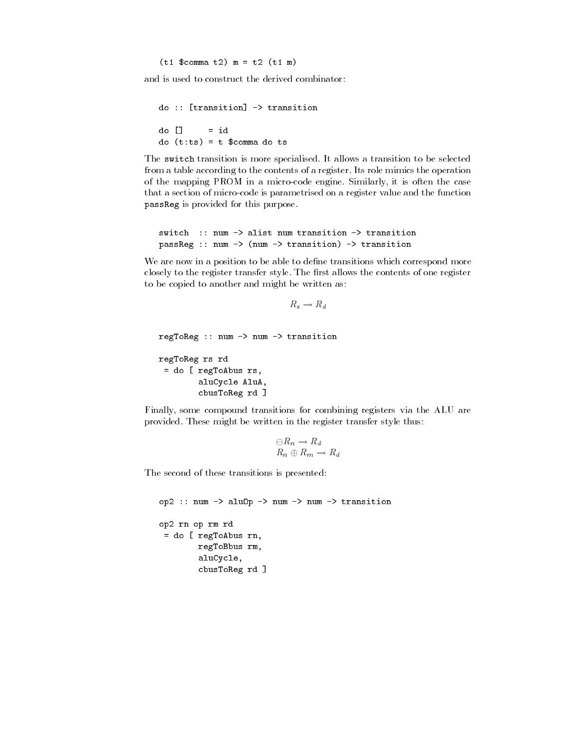```
(t1 $comma t2) m = t2 (t1 m)
```

and is used to construct the derived combinator:

```
do :: [transition] -> transition

do []     = id
do (t:ts) = t $comma do ts
```

The `switch` transition is more specialised. It allows a transition to be selected from a table according to the contents of a register. Its role mimics the operation of the mapping PROM in a micro-code engine. Similarly, it is often the case that a section of micro-code is parametrised on a register value and the function `passReg` is provided for this purpose.

```
switch  :: num -> alist num transition -> transition
passReg :: num -> (num -> transition) -> transition
```

We are now in a position to be able to define transitions which correspond more closely to the register transfer style. The first allows the contents of one register to be copied to another and might be written as:

$$R_s \rightarrow R_d$$

```
regToReg :: num -> num -> transition

regToReg rs rd
 = do [ regToAbus rs,
        aluCycle AluA,
        cbusToReg rd ]
```

Finally, some compound transitions for combining registers via the ALU are provided. These might be written in the register transfer style thus:

$$\ominus R_n \rightarrow R_d$$
$$R_n \oplus R_m \rightarrow R_d$$

The second of these transitions is presented:

```
op2 :: num -> aluOp -> num -> num -> transition

op2 rn op rm rd
 = do [ regToAbus rn,
        regToBbus rm,
        aluCycle,
        cbusToReg rd ]
```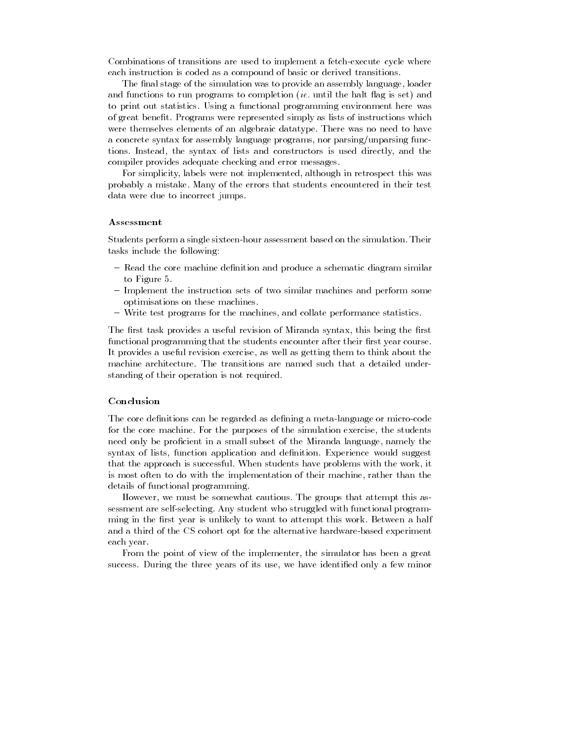Combinations of transitions are used to implement a fetch-execute cycle where each instruction is coded as a compound of basic or derived transitions.

The final stage of the simulation was to provide an assembly language, loader and functions to run programs to completion (*ie.* until the halt flag is set) and to print out statistics. Using a functional programming environment here was of great benefit. Programs were represented simply as lists of instructions which were themselves elements of an algebraic datatype. There was no need to have a concrete syntax for assembly language programs, nor parsing/unparsing functions. Instead, the syntax of lists and constructors is used directly, and the compiler provides adequate checking and error messages.

For simplicity, labels were not implemented, although in retrospect this was probably a mistake. Many of the errors that students encountered in their test data were due to incorrect jumps.

### Assessment

Students perform a single sixteen-hour assessment based on the simulation. Their tasks include the following:

- Read the core machine definition and produce a schematic diagram similar to Figure 5.
- Implement the instruction sets of two similar machines and perform some optimisations on these machines.
- Write test programs for the machines, and collate performance statistics.

The first task provides a useful revision of Miranda syntax, this being the first functional programming that the students encounter after their first year course. It provides a useful revision exercise, as well as getting them to think about the machine architecture. The transitions are named such that a detailed understanding of their operation is not required.

### Conclusion

The core definitions can be regarded as defining a meta-language or micro-code for the core machine. For the purposes of the simulation exercise, the students need only be proficient in a small subset of the Miranda language, namely the syntax of lists, function application and definition. Experience would suggest that the approach is successful. When students have problems with the work, it is most often to do with the implementation of their machine, rather than the details of functional programming.

However, we must be somewhat cautious. The groups that attempt this assessment are self-selecting. Any student who struggled with functional programming in the first year is unlikely to want to attempt this work. Between a half and a third of the CS cohort opt for the alternative hardware-based experiment each year.

From the point of view of the implementer, the simulator has been a great success. During the three years of its use, we have identified only a few minor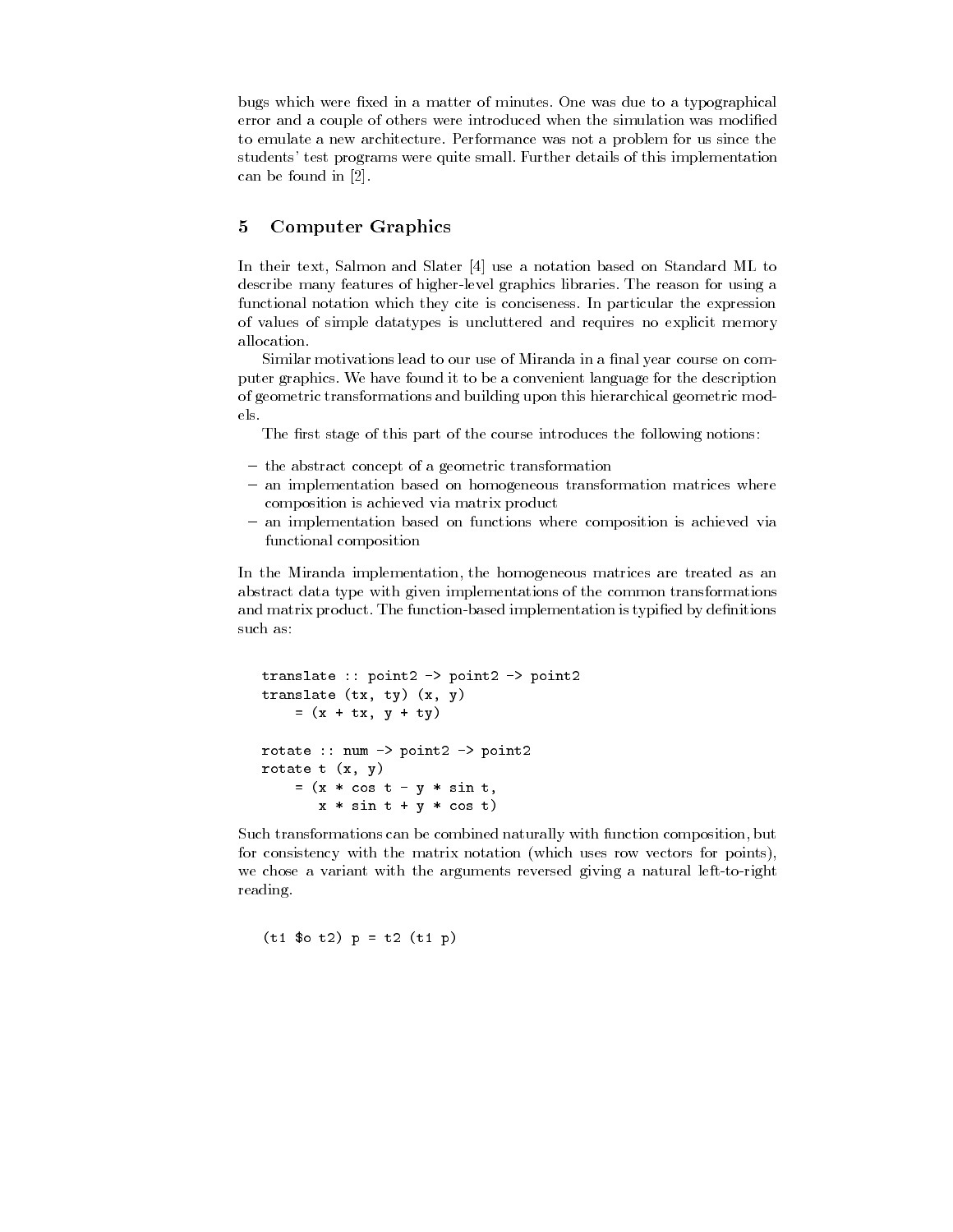bugs which were fixed in a matter of minutes. One was due to a typographical error and a couple of others were introduced when the simulation was modified to emulate a new architecture. Performance was not a problem for us since the students' test programs were quite small. Further details of this implementation can be found in [2].

## 5 Computer Graphics

In their text, Salmon and Slater [4] use a notation based on Standard ML to describe many features of higher-level graphics libraries. The reason for using a functional notation which they cite is conciseness. In particular the expression of values of simple datatypes is uncluttered and requires no explicit memory allocation.

Similar motivations lead to our use of Miranda in a final year course on computer graphics. We have found it to be a convenient language for the description of geometric transformations and building upon this hierarchical geometric models.

The first stage of this part of the course introduces the following notions:

- the abstract concept of a geometric transformation
- an implementation based on homogeneous transformation matrices where composition is achieved via matrix product
- an implementation based on functions where composition is achieved via functional composition

In the Miranda implementation, the homogeneous matrices are treated as an abstract data type with given implementations of the common transformations and matrix product. The function-based implementation is typified by definitions such as:

```
translate :: point2 -> point2 -> point2
translate (tx, ty) (x, y)
    = (x + tx, y + ty)

rotate :: num -> point2 -> point2
rotate t (x, y)
    = (x * cos t - y * sin t,
       x * sin t + y * cos t)
```

Such transformations can be combined naturally with function composition, but for consistency with the matrix notation (which uses row vectors for points), we chose a variant with the arguments reversed giving a natural left-to-right reading.

```
(t1 $o t2) p = t2 (t1 p)
```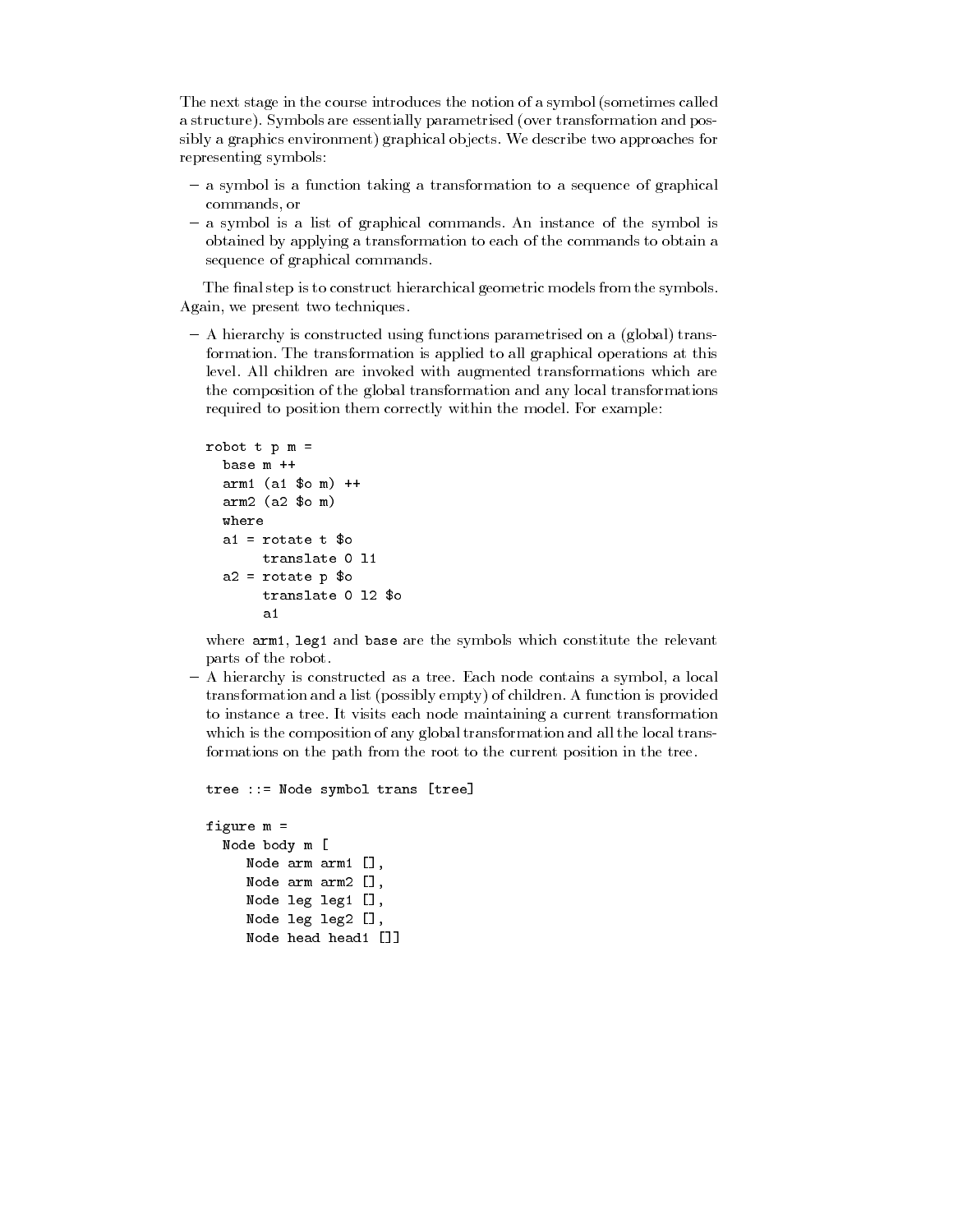The next stage in the course introduces the notion of a symbol (sometimes called a structure). Symbols are essentially parametrised (over transformation and possibly a graphics environment) graphical objects. We describe two approaches for representing symbols:

- a symbol is a function taking a transformation to a sequence of graphical commands, or
- a symbol is a list of graphical commands. An instance of the symbol is obtained by applying a transformation to each of the commands to obtain a sequence of graphical commands.

The final step is to construct hierarchical geometric models from the symbols. Again, we present two techniques.

- A hierarchy is constructed using functions parametrised on a (global) transformation. The transformation is applied to all graphical operations at this level. All children are invoked with augmented transformations which are the composition of the global transformation and any local transformations required to position them correctly within the model. For example:

  ```
  robot t p m =
    base m ++
    arm1 (a1 $o m) ++
    arm2 (a2 $o m)
    where
    a1 = rotate t $o
         translate 0 l1
    a2 = rotate p $o
         translate 0 l2 $o
         a1
  ```

  where `arm1`, `leg1` and `base` are the symbols which constitute the relevant parts of the robot.
- A hierarchy is constructed as a tree. Each node contains a symbol, a local transformation and a list (possibly empty) of children. A function is provided to instance a tree. It visits each node maintaining a current transformation which is the composition of any global transformation and all the local transformations on the path from the root to the current position in the tree.

  ```
  tree ::= Node symbol trans [tree]

  figure m =
    Node body m [
       Node arm arm1 [],
       Node arm arm2 [],
       Node leg leg1 [],
       Node leg leg2 [],
       Node head head1 []]
  ```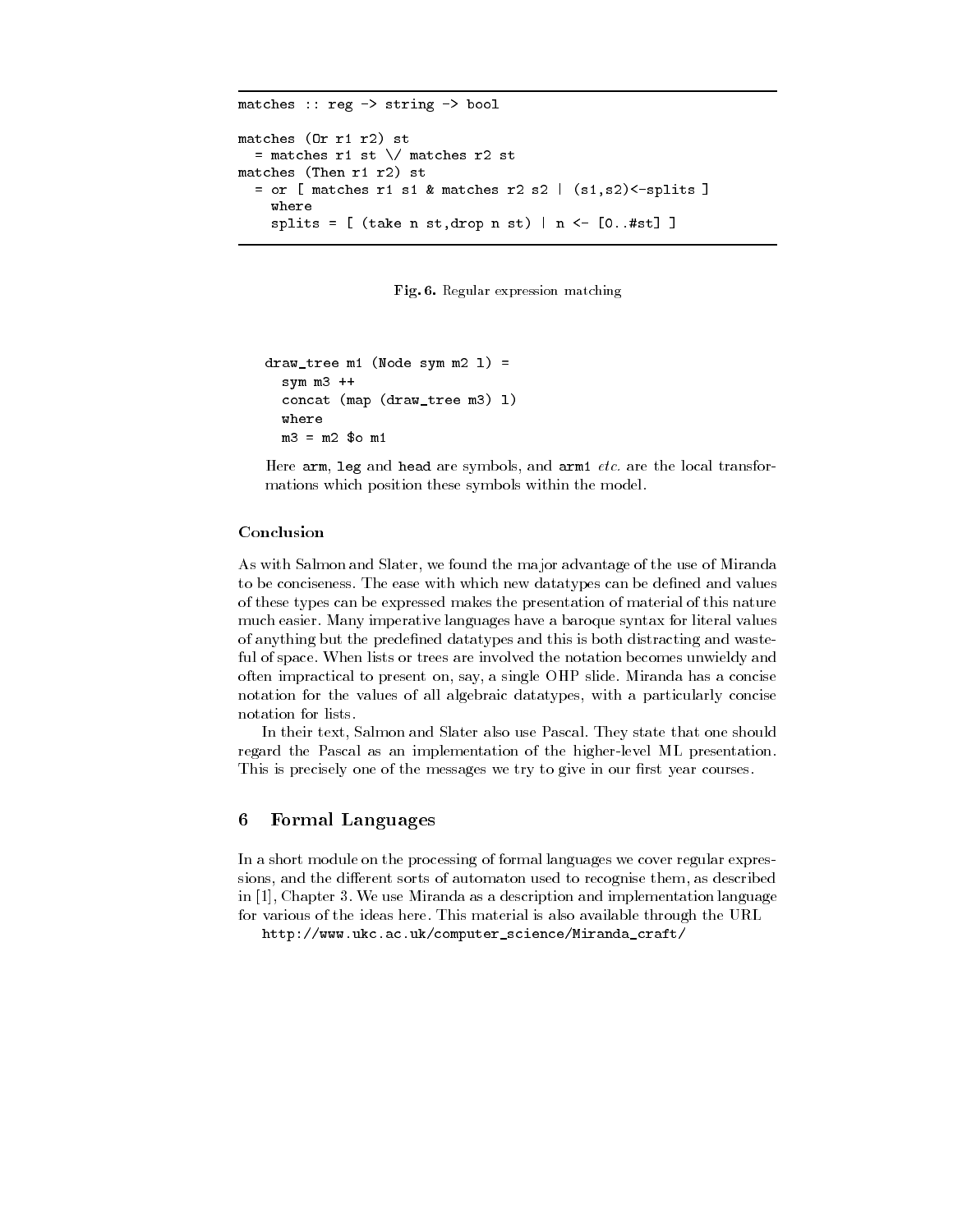```
matches :: reg -> string -> bool

matches (Or r1 r2) st
  = matches r1 st \/ matches r2 st
matches (Then r1 r2) st
  = or [ matches r1 s1 & matches r2 s2 | (s1,s2)<-splits ]
    where
    splits = [ (take n st,drop n st) | n <- [0..#st] ]
```

**Fig. 6.** Regular expression matching

```
draw_tree m1 (Node sym m2 l) =
  sym m3 ++
  concat (map (draw_tree m3) l)
  where
  m3 = m2 $o m1
```

Here `arm`, `leg` and `head` are symbols, and `arm1` *etc.* are the local transformations which position these symbols within the model.

**Conclusion**

As with Salmon and Slater, we found the major advantage of the use of Miranda to be conciseness. The ease with which new datatypes can be defined and values of these types can be expressed makes the presentation of material of this nature much easier. Many imperative languages have a baroque syntax for literal values of anything but the predefined datatypes and this is both distracting and wasteful of space. When lists or trees are involved the notation becomes unwieldy and often impractical to present on, say, a single OHP slide. Miranda has a concise notation for the values of all algebraic datatypes, with a particularly concise notation for lists.

In their text, Salmon and Slater also use Pascal. They state that one should regard the Pascal as an implementation of the higher-level ML presentation. This is precisely one of the messages we try to give in our first year courses.

## 6 Formal Languages

In a short module on the processing of formal languages we cover regular expressions, and the different sorts of automaton used to recognise them, as described in [1], Chapter 3. We use Miranda as a description and implementation language for various of the ideas here. This material is also available through the URL

`http://www.ukc.ac.uk/computer_science/Miranda_craft/`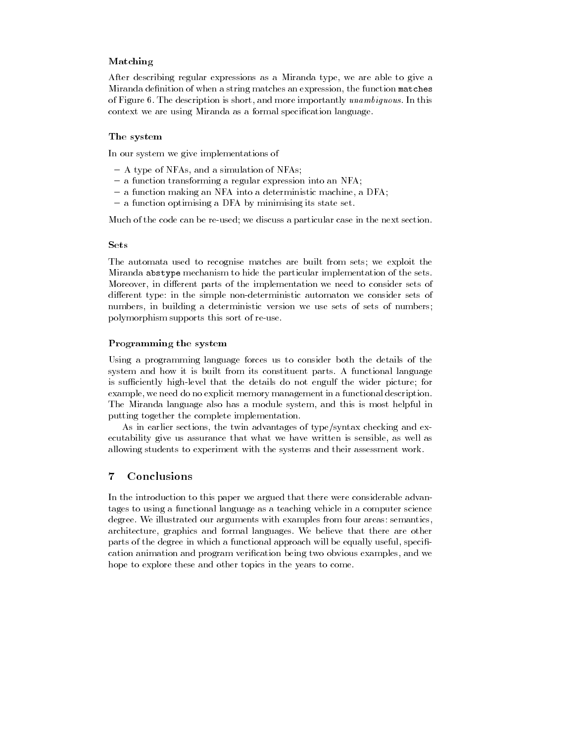#### Matching

After describing regular expressions as a Miranda type, we are able to give a Miranda definition of when a string matches an expression, the function `matches` of Figure 6. The description is short, and more importantly *unambiguous*. In this context we are using Miranda as a formal specification language.

#### The system

In our system we give implementations of

- A type of NFAs, and a simulation of NFAs;
- a function transforming a regular expression into an NFA;
- a function making an NFA into a deterministic machine, a DFA;
- a function optimising a DFA by minimising its state set.

Much of the code can be re-used; we discuss a particular case in the next section.

#### Sets

The automata used to recognise matches are built from sets; we exploit the Miranda `abstype` mechanism to hide the particular implementation of the sets. Moreover, in different parts of the implementation we need to consider sets of different type: in the simple non-deterministic automaton we consider sets of numbers, in building a deterministic version we use sets of sets of numbers; polymorphism supports this sort of re-use.

#### Programming the system

Using a programming language forces us to consider both the details of the system and how it is built from its constituent parts. A functional language is sufficiently high-level that the details do not engulf the wider picture; for example, we need do no explicit memory management in a functional description. The Miranda language also has a module system, and this is most helpful in putting together the complete implementation.

As in earlier sections, the twin advantages of type/syntax checking and executability give us assurance that what we have written is sensible, as well as allowing students to experiment with the systems and their assessment work.

## 7 Conclusions

In the introduction to this paper we argued that there were considerable advantages to using a functional language as a teaching vehicle in a computer science degree. We illustrated our arguments with examples from four areas: semantics, architecture, graphics and formal languages. We believe that there are other parts of the degree in which a functional approach will be equally useful, specification animation and program verification being two obvious examples, and we hope to explore these and other topics in the years to come.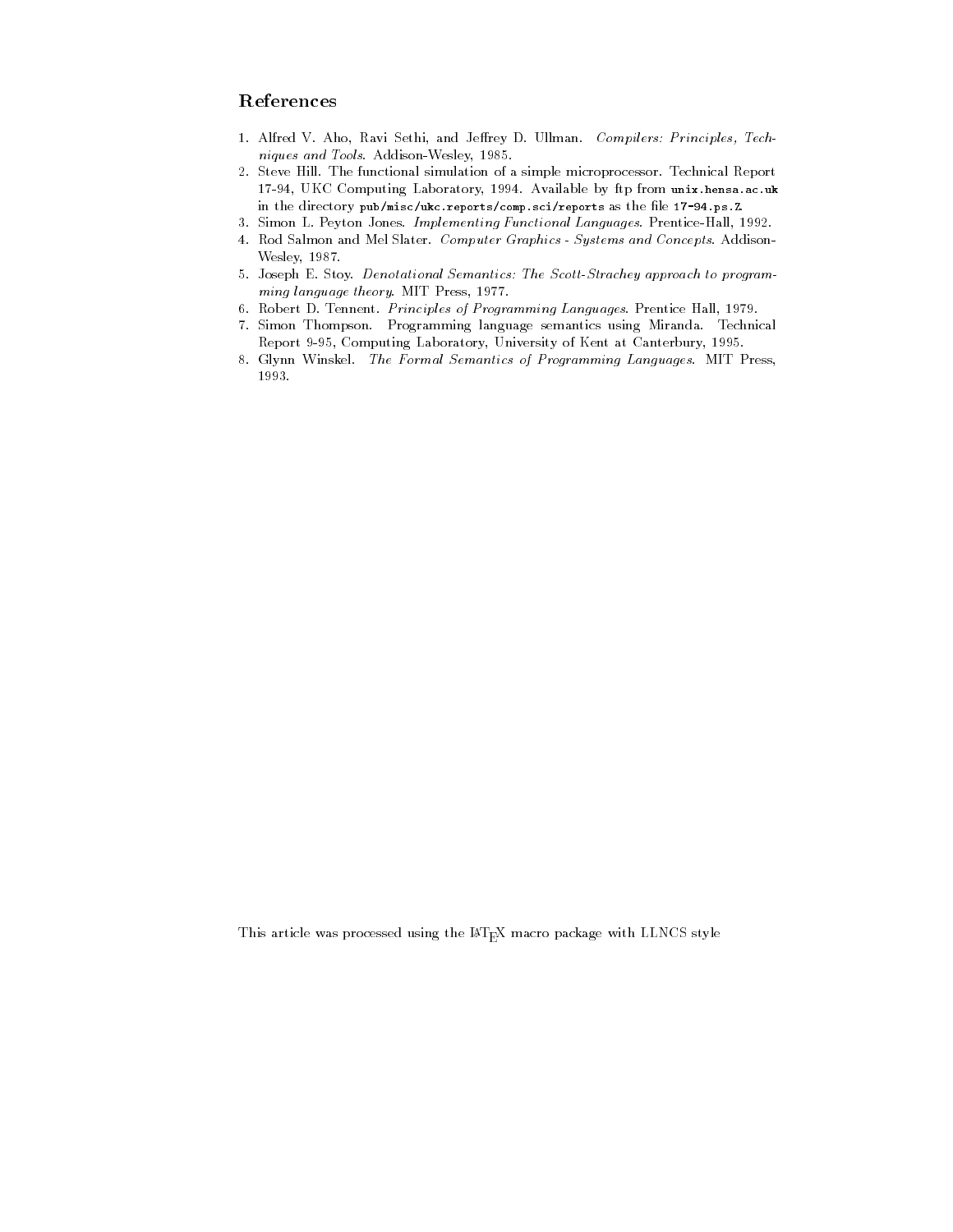## References

1. Alfred V. Aho, Ravi Sethi, and Jeffrey D. Ullman. *Compilers: Principles, Techniques and Tools*. Addison-Wesley, 1985.
2. Steve Hill. The functional simulation of a simple microprocessor. Technical Report 17-94, UKC Computing Laboratory, 1994. Available by ftp from `unix.hensa.ac.uk` in the directory `pub/misc/ukc.reports/comp.sci/reports` as the file `17-94.ps.Z`.
3. Simon L. Peyton Jones. *Implementing Functional Languages*. Prentice-Hall, 1992.
4. Rod Salmon and Mel Slater. *Computer Graphics - Systems and Concepts*. Addison-Wesley, 1987.
5. Joseph E. Stoy. *Denotational Semantics: The Scott-Strachey approach to programming language theory*. MIT Press, 1977.
6. Robert D. Tennent. *Principles of Programming Languages*. Prentice Hall, 1979.
7. Simon Thompson. Programming language semantics using Miranda. Technical Report 9-95, Computing Laboratory, University of Kent at Canterbury, 1995.
8. Glynn Winskel. *The Formal Semantics of Programming Languages*. MIT Press, 1993.

This article was processed using the LaTeX macro package with LLNCS style